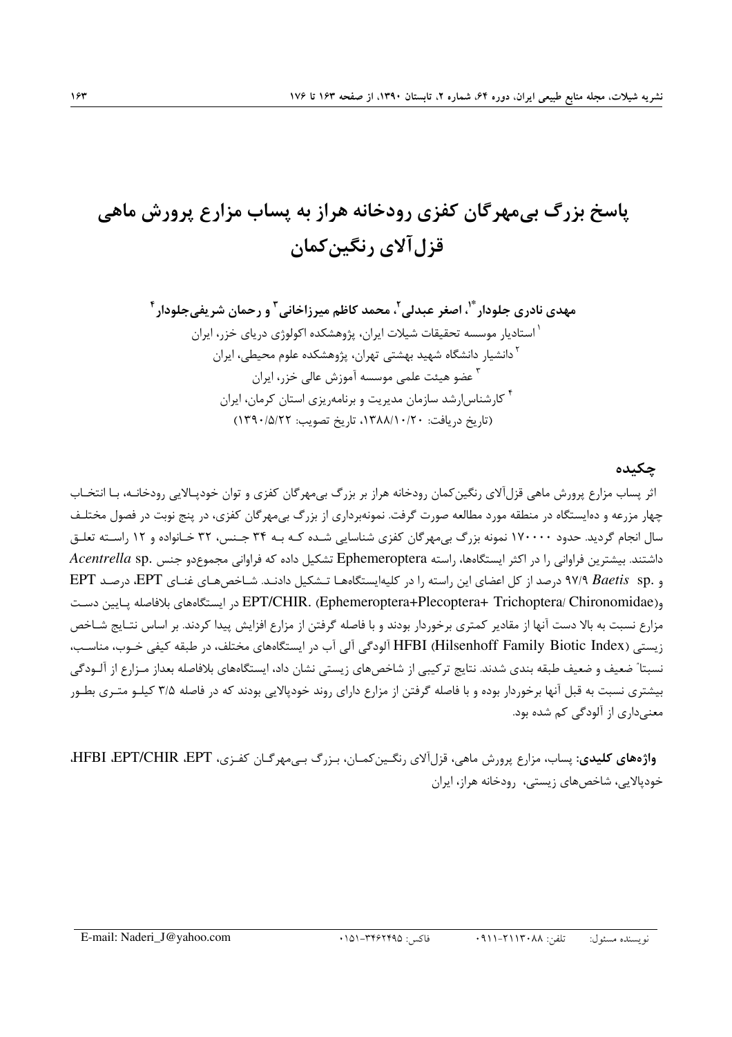# پاسخ بزرگ بی‌مهرگان کفزی رودخانه هراز به پساب مزارع پرورش ماهی قزل‌آلای رنگین‌کمان

**مهدی نادری جلودار[1*]، اصغر عبدلی[2]، محمد کاظم میرزاخانی[3] و رحمان شریفی‌جلودار[4]**

[1] استادیار موسسه تحقیقات شیلات ایران، پژوهشکده اکولوژی دریای خزر، ایران

[2] دانشیار دانشگاه شهید بهشتی تهران، پژوهشکده علوم محیطی، ایران

[3] عضو هیئت علمی موسسه آموزش عالی خزر، ایران

[4] کارشناس‌ارشد سازمان مدیریت و برنامه‌ریزی استان کرمان، ایران

(تاریخ دریافت: ۱۳۸۸/۱۰/۲۰، تاریخ تصویب: ۱۳۹۰/۵/۲۲)

## چکیده

اثر پساب مزارع پرورش ماهی قزل‌آلای رنگین‌کمان رودخانه هراز بر بزرگ بی‌مهرگان کفزی و توان خودپالایی رودخانـه، بـا انتخـاب چهار مزرعه و ده‌ایستگاه در منطقه مورد مطالعه صورت گرفت. نمونه‌برداری از بزرگ بی‌مهرگان کفزی، در پنج نوبت در فصول مختلـف سال انجام گردید. حدود ۱۷۰۰۰۰ نمونه بزرگ بی‌مهرگان کفزی شناسایی شـده کـه بـه ۳۴ جـنس، ۳۲ خـانواده و ۱۲ راسـته تعلـق داشتند. بیشترین فراوانی را در اکثر ایستگاه‌ها، راسته Ephemeroptera تشکیل داده که فراوانی مجموع‌دو جنس *Acentrella* sp. و *Baetis* sp. ۹۷/۹ درصد از کل اعضای این راسته را در کلیه‌ایستگاه‌هـا تـشکیل دادنـد. شـاخص‌هـای غنـای EPT، درصـد EPT و(Ephemeroptera+Plecoptera+ Trichoptera/ Chironomidae) .EPT/CHIR در ایستگاه‌های بلافاصله پـایین دسـت مزارع نسبت به بالا دست آنها از مقادیر کمتری برخوردار بودند و با فاصله گرفتن از مزارع افزایش پیدا کردند. بر اساس نتـایج شـاخص زیستی (HFBI (Hilsenhoff Family Biotic Index آلودگی آلی آب در ایستگاه‌های مختلف، در طبقه کیفی خـوب، مناسـب، نسبتاً ضعیف و ضعیف طبقه بندی شدند. نتایج ترکیبی از شاخص‌های زیستی نشان داد، ایستگاه‌های بلافاصله بعداز مـزارع از آلـودگی بیشتری نسبت به قبل آنها برخوردار بوده و با فاصله گرفتن از مزارع دارای روند خودپالایی بودند که در فاصله ۳/۵ کیلـو متـری بطـور معنی‌داری از آلودگی کم شده بود.

**واژه‌های کلیدی:** پساب، مزارع پرورش ماهی، قزل‌آلای رنگـین‌کمـان، بـزرگ بـی‌مهرگـان کفـزی، HFBI ،EPT/CHIR ،EPT، خودپالایی، شاخص‌های زیستی، رودخانه هراز، ایران

نویسنده مسئول: تلفن: ۰۹۱۱-۲۱۱۳۰۸۸ فاکس: ۰۱۵۱-۳۴۶۲۴۹۵ E-mail: Naderi_J@yahoo.com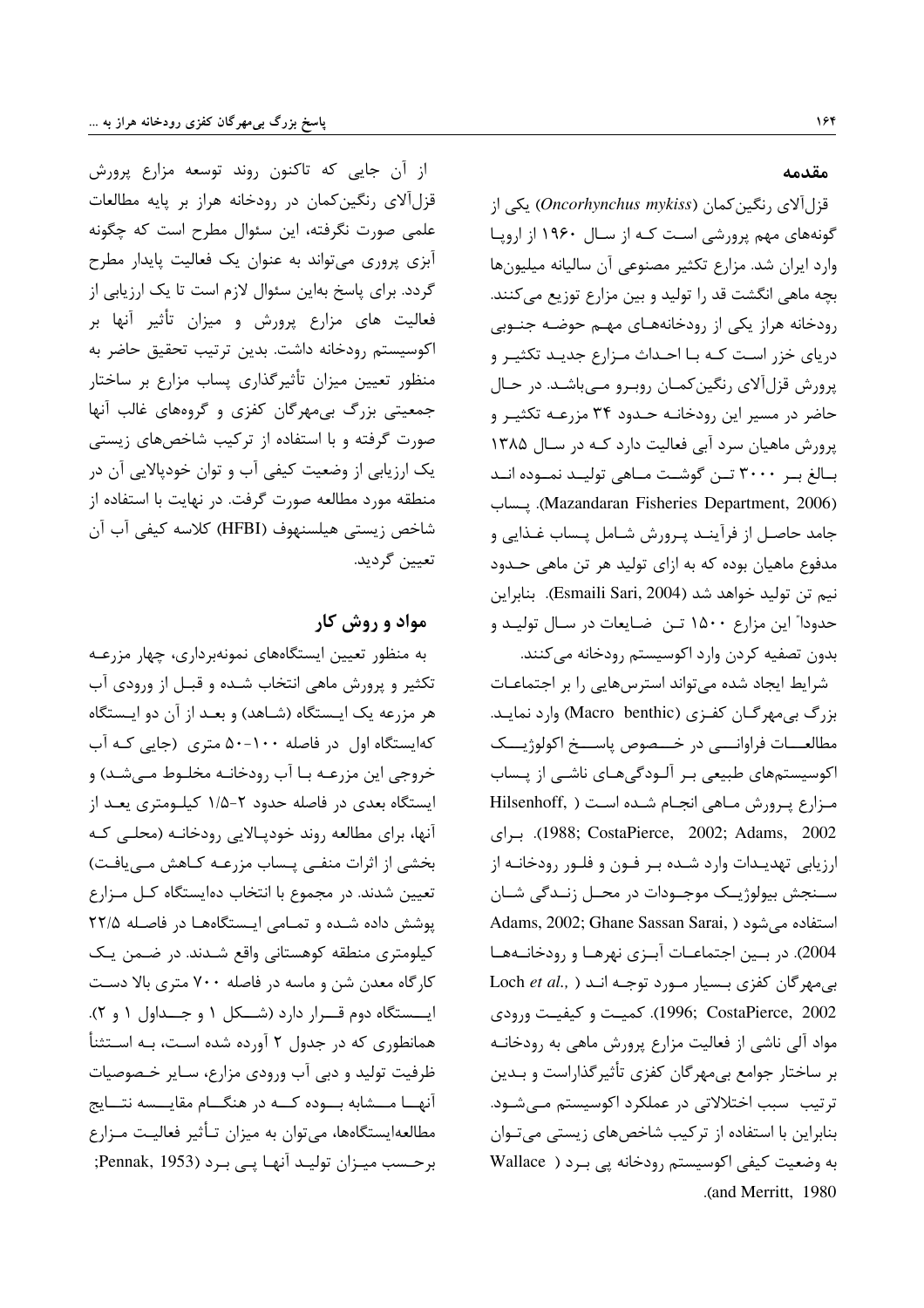## مقدمه

قزل‌آلای رنگین‌کمان (*Oncorhynchus mykiss*) یکی از گونه‌های مهم پرورشی است که از سال ۱۹۶۰ از اروپا وارد ایران شد. مزارع تکثیر مصنوعی آن سالیانه میلیون‌ها بچه ماهی انگشت قد را تولید و بین مزارع توزیع می‌کنند. رودخانه هراز یکی از رودخانه‌های مهم حوضه جنوبی دریای خزر است که با احداث مزارع جدید تکثیر و پرورش قزل‌آلای رنگین‌کمان روبرو می‌باشد. در حال حاضر در مسیر این رودخانه حدود ۳۴ مزرعه تکثیر و پرورش ماهیان سرد آبی فعالیت دارد که در سال ۱۳۸۵ بالغ بر ۳۰۰۰ تن گوشت ماهی تولید نموده اند (Mazandaran Fisheries Department, 2006). پساب جامد حاصل از فرآیند پرورش شامل پساب غذایی و مدفوع ماهیان بوده که به ازای تولید هر تن ماهی حدود نیم تن تولید خواهد شد (Esmaili Sari, 2004). بنابراین حدوداً این مزارع ۱۵۰۰ تن ضایعات در سال تولید و بدون تصفیه کردن وارد اکوسیستم رودخانه می‌کنند.

شرایط ایجاد شده می‌تواند استرس‌هایی را بر اجتماعات بزرگ بی‌مهرگان کفزی (Macro benthic) وارد نماید. مطالعات فراوانی در خصوص پاسخ اکولوژیک اکوسیستم‌های طبیعی بر آلودگی‌های ناشی از پساب مزارع پرورش ماهی انجام شده است (Hilsenhoff, 1988; CostaPierce, 2002; Adams, 2002). برای ارزیابی تهدیدات وارد شده بر فون و فلور رودخانه از سنجش بیولوژیک موجودات در محل زندگی شان استفاده می‌شود (Adams, 2002; Ghane Sassan Sarai, 2004). در بین اجتماعات آبزی نهرها و رودخانه‌ها بی‌مهرگان کفزی بسیار مورد توجه اند (Loch *et al.*, 1996; CostaPierce, 2002). کمیت و کیفیت ورودی مواد آلی ناشی از فعالیت مزارع پرورش ماهی به رودخانه بر ساختار جوامع بی‌مهرگان کفزی تأثیرگذاراست و بدین ترتیب سبب اختلالاتی در عملکرد اکوسیستم می‌شود. بنابراین با استفاده از ترکیب شاخص‌های زیستی می‌توان به وضعیت کیفی اکوسیستم رودخانه پی برد (Wallace and Merritt, 1980).

از آن جایی که تاکنون روند توسعه مزارع پرورش قزل‌آلای رنگین‌کمان در رودخانه هراز بر پایه مطالعات علمی صورت نگرفته، این سئوال مطرح است که چگونه آبزی پروری می‌تواند به عنوان یک فعالیت پایدار مطرح گردد. برای پاسخ به‌این سئوال لازم است تا یک ارزیابی از فعالیت های مزارع پرورش و میزان تأثیر آنها بر اکوسیستم رودخانه داشت. بدین ترتیب تحقیق حاضر به منظور تعیین میزان تأثیرگذاری پساب مزارع بر ساختار جمعیتی بزرگ بی‌مهرگان کفزی و گروههای غالب آنها صورت گرفته و با استفاده از ترکیب شاخص‌های زیستی یک ارزیابی از وضعیت کیفی آب و توان خودپالایی آن در منطقه مورد مطالعه صورت گرفت. در نهایت با استفاده از شاخص زیستی هیلسنهوف (HFBI) کلاسه کیفی آب آن تعیین گردید.

## مواد و روش کار

به منظور تعیین ایستگاههای نمونه‌برداری، چهار مزرعه تکثیر و پرورش ماهی انتخاب شده و قبل از ورودی آب هر مزرعه یک ایستگاه (شاهد) و بعد از آن دو ایستگاه که‌ایستگاه اول در فاصله ۱۰۰-۵۰ متری (جایی که آب خروجی این مزرعه با آب رودخانه مخلوط می‌شد) و ایستگاه بعدی در فاصله حدود ۲-۱/۵ کیلومتری بعد از آنها، برای مطالعه روند خودپالایی رودخانه (محلی که بخشی از اثرات منفی پساب مزرعه کاهش می‌یافت) تعیین شدند. در مجموع با انتخاب ده‌ایستگاه کل مزارع پوشش داده شده و تمامی ایستگاهها در فاصله ۲۲/۵ کیلومتری منطقه کوهستانی واقع شدند. در ضمن یک کارگاه معدن شن و ماسه در فاصله ۷۰۰ متری بالا دست ایستگاه دوم قرار دارد (شکل ۱ و جداول ۱ و ۲). همانطوری که در جدول ۲ آورده شده است، به استثنأ ظرفیت تولید و دبی آب ورودی مزارع، سایر خصوصیات آنها مشابه بوده که در هنگام مقایسه نتایج مطالعه‌ایستگاهها، می‌توان به میزان تأثیر فعالیت مزارع برحسب میزان تولید آنها پی برد (Pennak, 1953;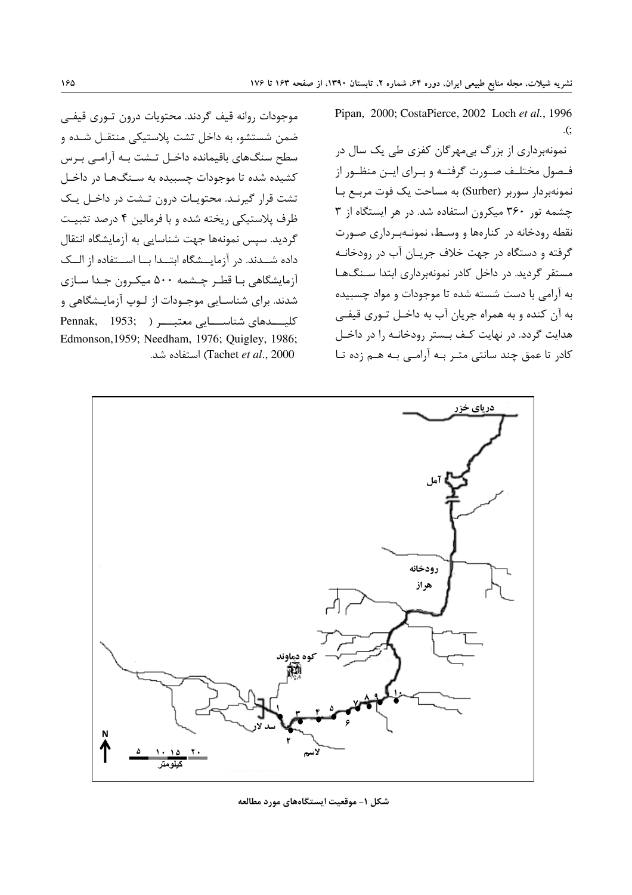Pipan, 2000; CostaPierce, 2002 Loch *et al*., 1996 ;).

نمونه‌برداری از بزرگ بی‌مهرگان کفزی طی یک سال در فصول مختلف صورت گرفته و برای این منظور از نمونه‌بردار سوربر (Surber) به مساحت یک فوت مربع با چشمه تور ۳۶۰ میکرون استفاده شد. در هر ایستگاه از ۳ نقطه رودخانه در کناره‌ها و وسط، نمونه‌برداری صورت گرفته و دستگاه در جهت خلاف جریان آب در رودخانه مستقر گردید. در داخل کادر نمونه‌برداری ابتدا سنگ‌ها به آرامی با دست شسته شده تا موجودات و مواد چسبیده به آن کنده و به همراه جریان آب به داخل توری قیفی هدایت گردد. در نهایت کف بستر رودخانه را در داخل کادر تا عمق چند سانتی متر به آرامی به هم زده تا موجودات روانه قیف گردند. محتویات درون توری قیفی ضمن شستشو، به داخل تشت پلاستیکی منتقل شده و سطح سنگ‌های باقیمانده داخل تشت به آرامی برس کشیده شده تا موجودات چسبیده به سنگ‌ها در داخل تشت قرار گیرند. محتویات درون تشت در داخل یک ظرف پلاستیکی ریخته شده و با فرمالین ۴ درصد تثبیت گردید. سپس نمونه‌ها جهت شناسایی به آزمایشگاه انتقال داده شدند. در آزمایشگاه ابتدا با استفاده از الک آزمایشگاهی با قطر چشمه ۵۰۰ میکرون جدا سازی شدند. برای شناسایی موجودات از لوپ آزمایشگاهی و کلیدهای شناسایی معتبر ( Pennak, 1953; Edmonson,1959; Needham, 1976; Quigley, 1986; Tachet *et al*., 2000) استفاده شد.

شکل ۱- موقعیت ایستگاه‌های مورد مطالعه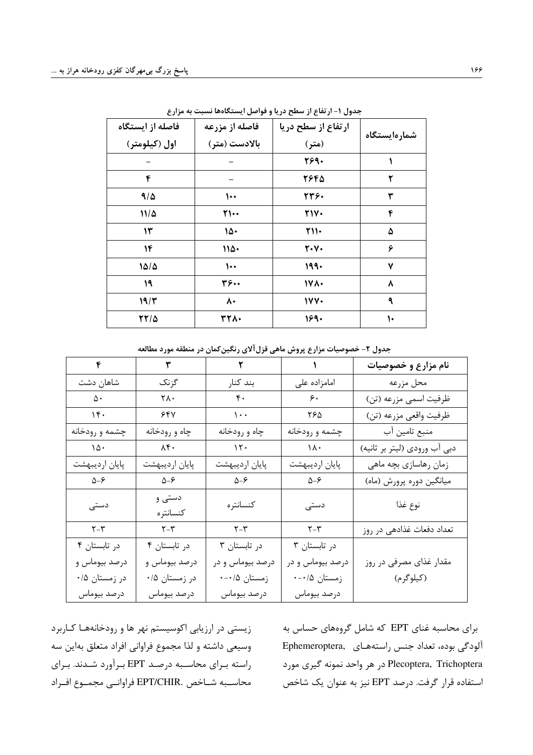جدول ۱- ارتفاع از سطح دریا و فواصل ایستگاه‌ها نسبت به مزارع

| شماره‌ایستگاه | ارتفاع از سطح دریا (متر) | فاصله از مزرعه بالادست (متر) | فاصله از ایستگاه اول (کیلومتر) |
|---|---|---|---|
| ۱ | ۲۶۹۰ | - | - |
| ۲ | ۲۶۴۵ | - | ۴ |
| ۳ | ۲۳۶۰ | ۱۰۰ | ۹/۵ |
| ۴ | ۲۱۷۰ | ۲۱۰۰ | ۱۱/۵ |
| ۵ | ۲۱۱۰ | ۱۵۰ | ۱۳ |
| ۶ | ۲۰۷۰ | ۱۱۵۰ | ۱۴ |
| ۷ | ۱۹۹۰ | ۱۰۰ | ۱۵/۵ |
| ۸ | ۱۷۸۰ | ۳۶۰۰ | ۱۹ |
| ۹ | ۱۷۷۰ | ۸۰ | ۱۹/۳ |
| ۱۰ | ۱۶۹۰ | ۳۲۸۰ | ۲۲/۵ |

جدول ۲- خصوصیات مزارع پرورش ماهی قزل‌آلای رنگین‌کمان در منطقه مورد مطالعه

| نام مزارع و خصوصیات | ۱ | ۲ | ۳ | ۴ |
|---|---|---|---|---|
| محل مزرعه | امامزاده علی | بند کنار | گزنک | شاهان دشت |
| ظرفیت اسمی مزرعه (تن) | ۶۰ | ۴۰ | ۲۸۰ | ۵۰ |
| ظرفیت واقعی مزرعه (تن) | ۲۶۵ | ۱۰۰ | ۶۴۷ | ۱۴۰ |
| منبع تامین آب | چشمه و رودخانه | چاه و رودخانه | چاه و رودخانه | چشمه و رودخانه |
| دبی آب ورودی (لیتر بر ثانیه) | ۱۸۰ | ۱۲۰ | ۸۴۰ | ۱۵۰ |
| زمان رهاسازی بچه ماهی | پایان اردیبهشت | پایان اردیبهشت | پایان اردیبهشت | پایان اردیبهشت |
| میانگین دوره پرورش (ماه) | ۶-۵ | ۶-۵ | ۶-۵ | ۶-۵ |
| نوع غذا | دستی | کنسانتره | دستی و کنسانتره | دستی |
| تعداد دفعات غذادهی در روز | ۳-۲ | ۳-۲ | ۳-۲ | ۳-۲ |
| مقدار غذای مصرفی در روز (کیلوگرم) | در تابستان ۳ درصد بیوماس و در زمستان ۰/۵-۰ درصد بیوماس | در تابستان ۳ درصد بیوماس و در زمستان ۰/۵-۰ درصد بیوماس | در تابستان ۴ درصد بیوماس و در زمستان ۰/۵ درصد بیوماس | در تابستان ۴ درصد بیوماس و در زمستان ۰/۵ درصد بیوماس |

برای محاسبه غنای EPT که شامل گروه‌های حساس به آلودگی بوده، تعداد جنس راسته‌های Ephemeroptera, Plecoptera, Trichoptera در هر واحد نمونه گیری مورد استفاده قرار گرفت. درصد EPT نیز به عنوان یک شاخص زیستی در ارزیابی اکوسیستم نهر ها و رودخانه‌ها کاربرد وسیعی داشته و لذا مجموع فراوانی افراد متعلق به‌این سه راسته برای محاسبه درصد EPT برآورد شدند. برای محاسبه شاخص .EPT/CHIR فراوانی مجموع افراد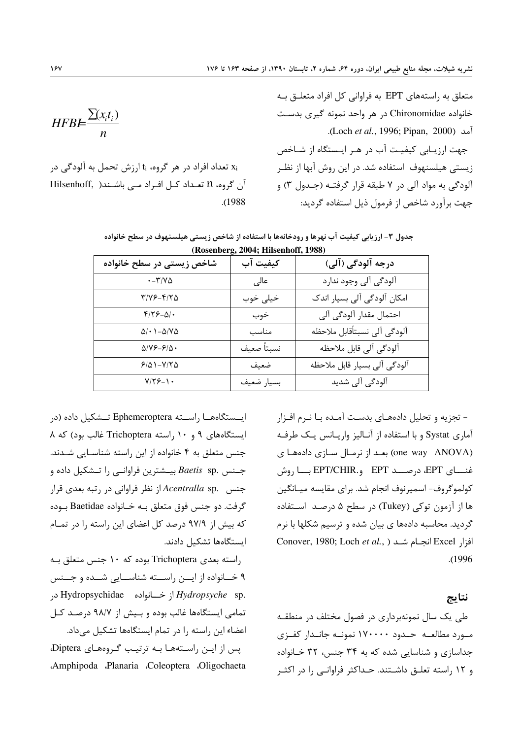متعلق به راسته‌های EPT به فراوانی کل افراد متعلق به خانواده Chironomidae در هر واحد نمونه گیری بدست آمد (Loch *et al.*, 1996; Pipan, 2000).

جهت ارزیابی کیفیت آب در هر ایستگاه از شاخص زیستی هیلسنهوف استفاده شد. در این روش آبها از نظر آلودگی به مواد آلی در ۷ طبقه قرار گرفته (جدول ۳) و جهت برآورد شاخص از فرمول ذیل استفاده گردید:

$$HFBI=\frac{\sum(x_i t_i)}{n}$$

$x_i$ تعداد افراد در هر گروه، $t_i$ ارزش تحمل به آلودگی در آن گروه، n تعداد کل افراد می باشند( Hilsenhoff, 1988).

**جدول ۳- ارزیابی کیفیت آب نهرها و رودخانه‌ها با استفاده از شاخص زیستی هیلسنهوف در سطح خانواده (Rosenberg, 2004; Hilsenhoff, 1988)**

| درجه آلودگی (آلی) | کیفیت آب | شاخص زیستی در سطح خانواده |
|---|---|---|
| آلودگی آلی وجود ندارد | عالی | ۰-۳/۷۵ |
| امکان آلودگی آلی بسیار اندک | خیلی خوب | ۳/۷۶-۴/۲۵ |
| احتمال مقدار آلودگی آلی | خوب | ۴/۲۶-۵/۰ |
| آلودگی آلی نسبتاًقابل ملاحظه | مناسب | ۵/۰۱-۵/۷۵ |
| آلودگی آلی قابل ملاحظه | نسبتاً ضعیف | ۵/۷۶-۶/۵۰ |
| آلودگی آلی بسیار قابل ملاحظه | ضعیف | ۶/۵۱-۷/۲۵ |
| آلودگی آلی شدید | بسیار ضعیف | ۷/۲۶-۱۰ |

- تجزیه و تحلیل داده‌های بدست آمده با نرم افزار آماری Systat و با استفاده از آنالیز واریانس یک طرفه (one way ANOVA) بعد از نرمال سازی داده‌ها ی غنای EPT، درصد EPT و EPT/CHIR با روش کولموگروف- اسمیرنوف انجام شد. برای مقایسه میانگین ها از آزمون توکی (Tukey) در سطح ۵ درصد استفاده گردید. محاسبه داده‌ها ی بیان شده و ترسیم شکلها با نرم افزار Excel انجام شد ( Conover, 1980; Loch *et al.*, 1996).

## نتایج

طی یک سال نمونه‌برداری در فصول مختلف در منطقه مورد مطالعه حدود ۱۷۰۰۰۰ نمونه جاندار کفزی جداسازی و شناسایی شده که به ۳۴ جنس، ۳۲ خانواده و ۱۲ راسته تعلق داشتند. حداکثر فراوانی را در اکثر ایستگاه‌ها راسته Ephemeroptera تشکیل داده (در ایستگاه‌های ۹ و ۱۰ راسته Trichoptera غالب بود) که ۸ جنس متعلق به ۴ خانواده از این راسته شناسایی شدند. جنس *Baetis* sp. بیشترین فراوانی را تشکیل داده و جنس *Acentralla* sp. از نظر فراوانی در رتبه بعدی قرار گرفت. دو جنس فوق متعلق به خانواده Baetidae بوده که بیش از ۹۷/۹ درصد کل اعضای این راسته را در تمام ایستگاه‌ها تشکیل دادند.

راسته بعدی Trichoptera بوده که ۱۰ جنس متعلق به ۹ خانواده از این راسته شناسایی شده و جنس *Hydropsyche* sp. از خانواده Hydropsychidae در تمامی ایستگاه‌ها غالب بوده و بیش از ۹۸/۷ درصد کل اعضاء این راسته را در تمام ایستگاه‌ها تشکیل می‌داد.

پس از این راسته‌ها به ترتیب گروه‌های Diptera، Oligochaeta، Coleoptera، Planaria، Amphipoda،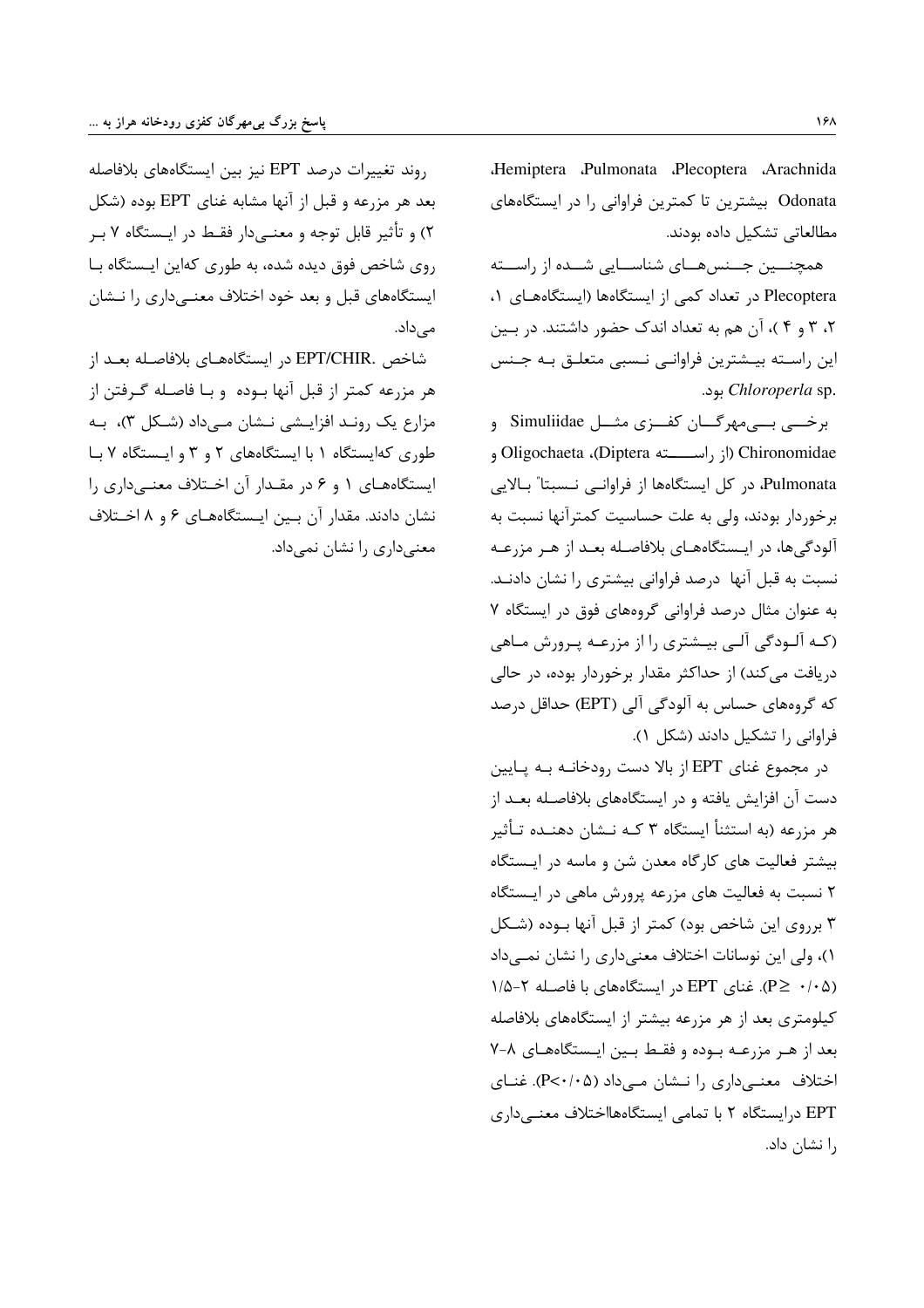Arachnida، Plecoptera، Pulmonata، Hemiptera، Odonata بیشترین تا کمترین فراوانی را در ایستگاه‌های مطالعاتی تشکیل داده بودند.

همچنین جنس‌های شناسایی شده از راسته Plecoptera در تعداد کمی از ایستگاه‌ها (ایستگاه‌های ۱، ۲، ۳ و ۴)، آن هم به تعداد اندک حضور داشتند. در بین این راسته بیشترین فراوانی نسبی متعلق به جنس *Chloroperla* sp. بود.

برخی بی‌مهرگان کفزی مثل Simuliidae و Chironomidae (از راسته Diptera)، Oligochaeta و Pulmonata، در کل ایستگاه‌ها از فراوانی نسبتاً بالایی برخوردار بودند، ولی به علت حساسیت کمترآنها نسبت به آلودگی‌ها، در ایستگاه‌های بلافاصله بعد از هر مزرعه نسبت به قبل آنها درصد فراوانی بیشتری را نشان دادند. به عنوان مثال درصد فراوانی گروه‌های فوق در ایستگاه ۷ (که آلودگی آلی بیشتری را از مزرعه پرورش ماهی دریافت می‌کند) از حداکثر مقدار برخوردار بوده، در حالی که گروه‌های حساس به آلودگی آلی (EPT) حداقل درصد فراوانی را تشکیل دادند (شکل ۱).

در مجموع غنای EPT از بالا دست رودخانه به پایین دست آن افزایش یافته و در ایستگاه‌های بلافاصله بعد از هر مزرعه (به استثنأ ایستگاه ۳ که نشان دهنده تأثیر بیشتر فعالیت های کارگاه معدن شن و ماسه در ایستگاه ۲ نسبت به فعالیت های مزرعه پرورش ماهی در ایستگاه ۳ برروی این شاخص بود) کمتر از قبل آنها بوده (شکل ۱)، ولی این نوسانات اختلاف معنی‌داری را نشان نمی‌داد ($P \geq ۰/۰۵$). غنای EPT در ایستگاه‌های با فاصله ۲-۱/۵ کیلومتری بعد از هر مزرعه بیشتر از ایستگاه‌های بلافاصله بعد از هر مزرعه بوده و فقط بین ایستگاه‌های ۸-۷ اختلاف معنی‌داری را نشان می‌داد ($P<۰/۰۵$). غنای EPT درایستگاه ۲ با تمامی ایستگاه‌هااختلاف معنی‌داری را نشان داد.

روند تغییرات درصد EPT نیز بین ایستگاه‌های بلافاصله بعد هر مزرعه و قبل از آنها مشابه غنای EPT بوده (شکل ۲) و تأثیر قابل توجه و معنی‌دار فقط در ایستگاه ۷ بر روی شاخص فوق دیده شده، به طوری کهاین ایستگاه با ایستگاه‌های قبل و بعد خود اختلاف معنی‌داری را نشان می‌داد.

شاخص .EPT/CHIR در ایستگاه‌های بلافاصله بعد از هر مزرعه کمتر از قبل آنها بوده و با فاصله گرفتن از مزارع یک روند افزایشی نشان می‌داد (شکل ۳)، به طوری کهایستگاه ۱ با ایستگاه‌های ۲ و ۳ و ایستگاه ۷ با ایستگاه‌های ۱ و ۶ در مقدار آن اختلاف معنی‌داری را نشان دادند. مقدار آن بین ایستگاه‌های ۶ و ۸ اختلاف معنی‌داری را نشان نمی‌داد.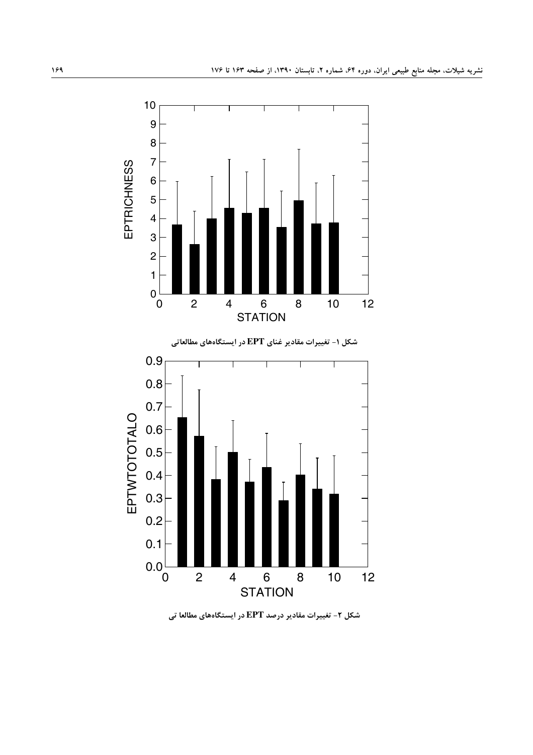شکل ۱- تغییرات مقادیر غنای EPT در ایستگاه‌های مطالعاتی

شکل ۲- تغییرات مقادیر درصد EPT در ایستگاه‌های مطالعا تی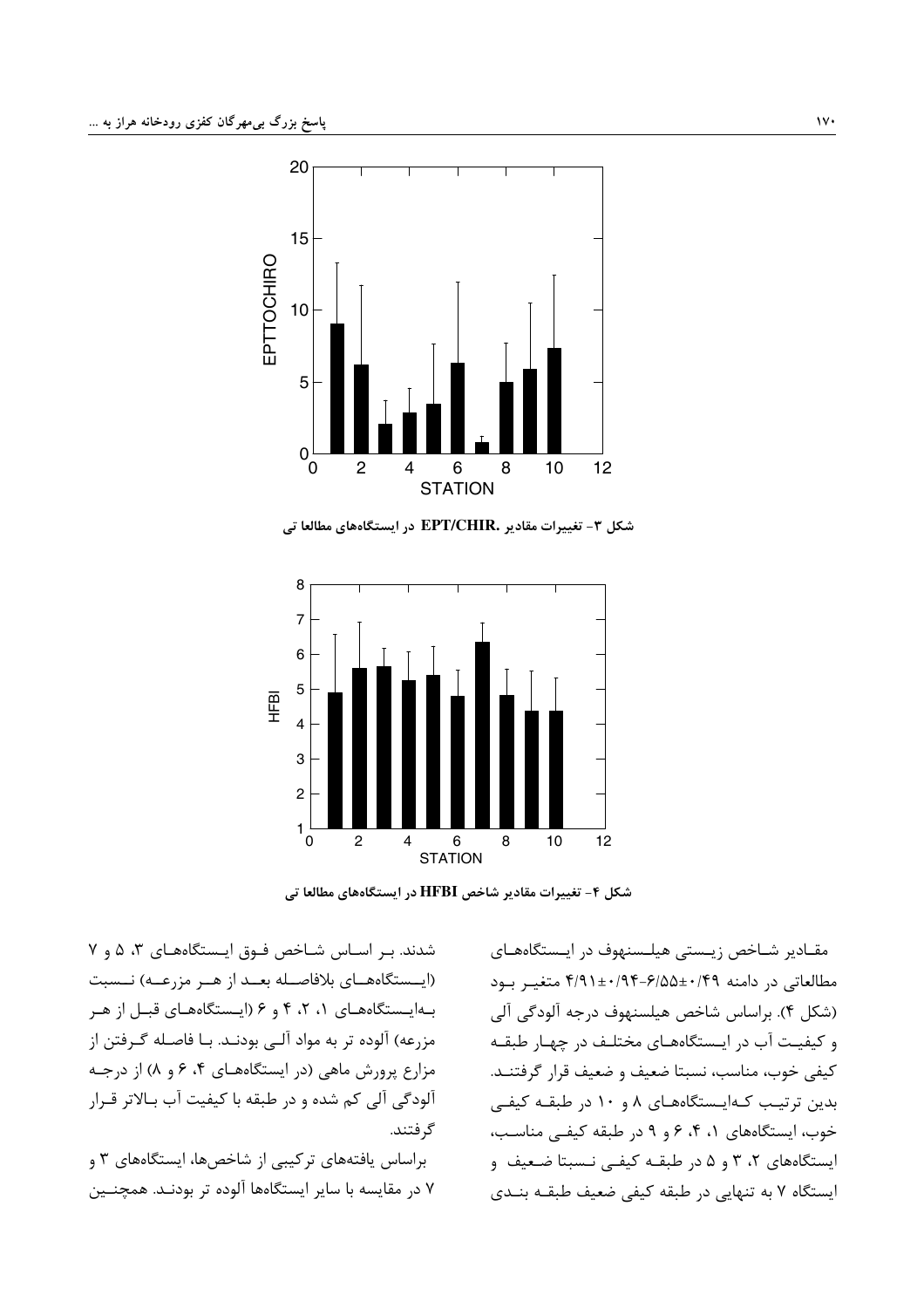شکل ۳- تغییرات مقادیر .EPT/CHIR در ایستگاه‌های مطالعا تی

شکل ۴- تغییرات مقادیر شاخص HFBI در ایستگاه‌های مطالعا تی

مقادیر شاخص زیستی هیلسنهوف در ایستگاه‌های مطالعاتی در دامنه ۰/۴۹±۶/۵۵-۰/۹۴±۴/۹۱ متغیر بود (شکل ۴). براساس شاخص هیلسنهوف درجه آلودگی آلی و کیفیت آب در ایستگاه‌های مختلف در چهار طبقه کیفی خوب، مناسب، نسبتا ضعیف و ضعیف قرار گرفتند. بدین ترتیب که ایستگاه‌های ۸ و ۱۰ در طبقه کیفی خوب، ایستگاه‌های ۱، ۴، ۶ و ۹ در طبقه کیفی مناسب، ایستگاه‌های ۲، ۳ و ۵ در طبقه کیفی نسبتا ضعیف و ایستگاه ۷ به تنهایی در طبقه کیفی ضعیف طبقه بندی شدند. بر اساس شاخص فوق ایستگاه‌های ۳، ۵ و ۷ (ایستگاه‌های بلافاصله بعد از هر مزرعه) نسبت به ایستگاه‌های ۱، ۲، ۴ و ۶ (ایستگاه‌های قبل از هر مزرعه) آلوده تر به مواد آلی بودند. با فاصله گرفتن از مزارع پرورش ماهی (در ایستگاه‌های ۴، ۶ و ۸) از درجه آلودگی آلی کم شده و در طبقه با کیفیت آب بالاتر قرار گرفتند.

براساس یافته‌های ترکیبی از شاخص‌ها، ایستگاه‌های ۳ و ۷ در مقایسه با سایر ایستگاه‌ها آلوده تر بودند. همچنین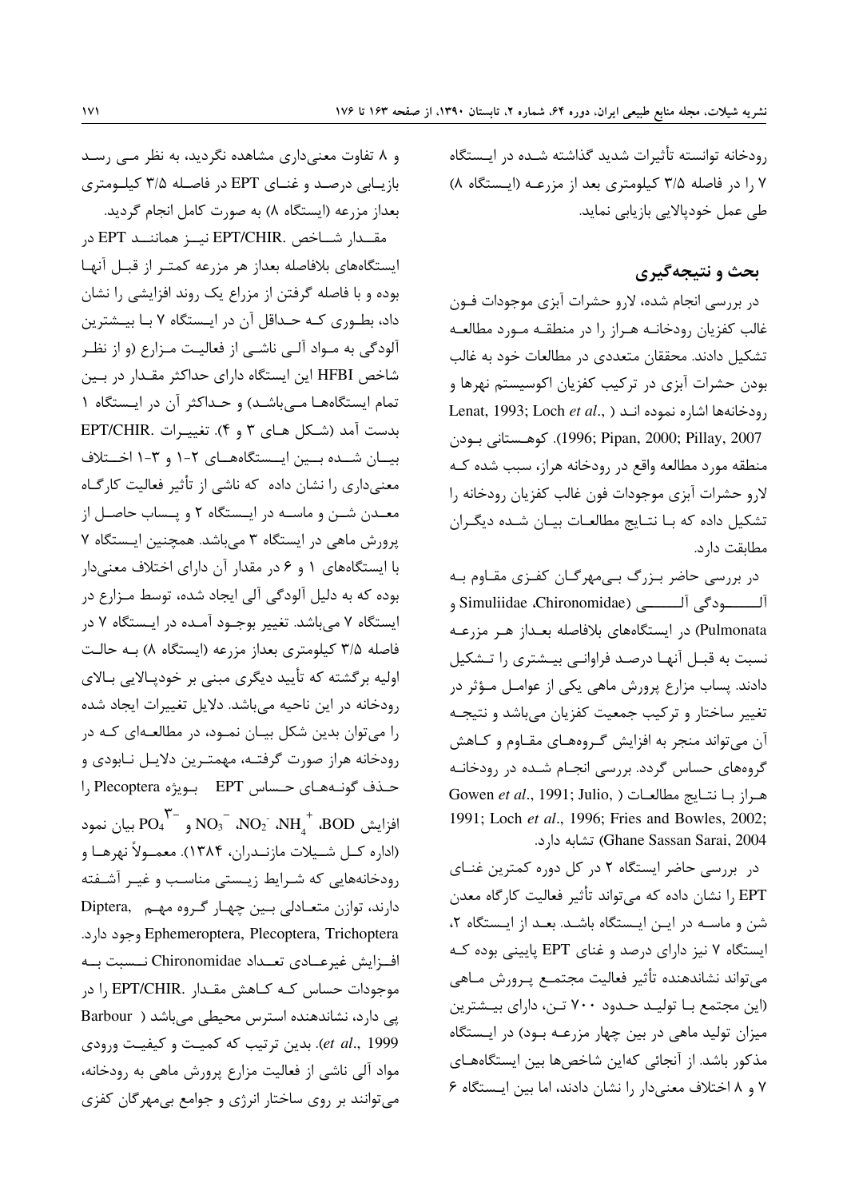رودخانه توانسته تأثیرات شدید گذاشته شده در ایستگاه ۷ را در فاصله ۳/۵ کیلومتری بعد از مزرعه (ایستگاه ۸) طی عمل خودپالایی بازیابی نماید.

## بحث و نتیجه‌گیری

در بررسی انجام شده، لارو حشرات آبزی موجودات فون غالب کفزیان رودخانه هراز را در منطقه مورد مطالعه تشکیل دادند. محققان متعددی در مطالعات خود به غالب بودن حشرات آبزی در ترکیب کفزیان اکوسیستم نهرها و رودخانه‌ها اشاره نموده اند (Lenat, 1993; Loch *et al*., 1996; Pipan, 2000; Pillay, 2007). کوهستانی بودن منطقه مورد مطالعه واقع در رودخانه هراز، سبب شده که لارو حشرات آبزی موجودات فون غالب کفزیان رودخانه را تشکیل داده که با نتایج مطالعات بیان شده دیگران مطابقت دارد.

در بررسی حاضر بزرگ بی‌مهرگان کفزی مقاوم به آلودگی آلی (Simuliidae ،Chironomidae و Pulmonata) در ایستگاه‌های بلافاصله بعداز هر مزرعه نسبت به قبل آنها درصد فراوانی بیشتری را تشکیل دادند. پساب مزارع پرورش ماهی یکی از عوامل مؤثر در تغییر ساختار و ترکیب جمعیت کفزیان می‌باشد و نتیجه آن می‌تواند منجر به افزایش گروه‌های مقاوم و کاهش گروه‌های حساس گردد. بررسی انجام شده در رودخانه هراز با نتایج مطالعات (Gowen *et al*., 1991; Julio, 1991; Loch *et al*., 1996; Fries and Bowles, 2002; Ghane Sassan Sarai, 2004) تشابه دارد.

در بررسی حاضر ایستگاه ۲ در کل دوره کمترین غنای EPT را نشان داده که می‌تواند تأثیر فعالیت کارگاه معدن شن و ماسه در این ایستگاه باشد. بعد از ایستگاه ۲، ایستگاه ۷ نیز دارای درصد و غنای EPT پایینی بوده که می‌تواند نشاندهنده تأثیر فعالیت مجتمع پرورش ماهی (این مجتمع با تولید حدود ۷۰۰ تن، دارای بیشترین میزان تولید ماهی در بین چهار مزرعه بود) در ایستگاه مذکور باشد. از آنجائی که‌این شاخص‌ها بین ایستگاه‌های ۷ و ۸ اختلاف معنی‌دار را نشان دادند، اما بین ایستگاه ۶ و ۸ تفاوت معنی‌داری مشاهده نگردید، به نظر می رسد بازیابی درصد و غنای EPT در فاصله ۳/۵ کیلومتری بعداز مزرعه (ایستگاه ۸) به صورت کامل انجام گردید.

مقدار شاخص .EPT/CHIR نیز همانند EPT در ایستگاه‌های بلافاصله بعداز هر مزرعه کمتر از قبل آنها بوده و با فاصله گرفتن از مزارع یک روند افزایشی را نشان داد، بطوری که حداقل آن در ایستگاه ۷ با بیشترین آلودگی به مواد آلی ناشی از فعالیت مزارع (و از نظر شاخص HFBI این ایستگاه دارای حداکثر مقدار در بین تمام ایستگاه‌ها می‌باشد) و حداکثر آن در ایستگاه ۱ بدست آمد (شکل های ۳ و ۴). تغییرات .EPT/CHIR بیان شده بین ایستگاه‌های ۲-۱ و ۳-۱ اختلاف معنی‌داری را نشان داده که ناشی از تأثیر فعالیت کارگاه معدن شن و ماسه در ایستگاه ۲ و پساب حاصل از پرورش ماهی در ایستگاه ۳ می‌باشد. همچنین ایستگاه ۷ با ایستگاه‌های ۱ و ۶ در مقدار آن دارای اختلاف معنی‌دار بوده که به دلیل آلودگی آلی ایجاد شده، توسط مزارع در ایستگاه ۷ می‌باشد. تغییر بوجود آمده در ایستگاه ۷ در فاصله ۳/۵ کیلومتری بعداز مزرعه (ایستگاه ۸) به حالت اولیه برگشته که تأیید دیگری مبنی بر خودپالایی بالای رودخانه در این ناحیه می‌باشد. دلایل تغییرات ایجاد شده را می‌توان بدین شکل بیان نمود، در مطالعه‌ای که در رودخانه هراز صورت گرفته، مهمترین دلایل نابودی و حذف گونه‌های حساس EPT بویژه Plecoptera را افزایش BOD، $NH_4^+$، $NO_2^-$، $NO_3^-$ و $PO_4^{3-}$ بیان نمود (اداره کل شیلات مازندران، ۱۳۸۴). معمولاً نهرها و رودخانه‌هایی که شرایط زیستی مناسب و غیر آشفته دارند، توازن متعادلی بین چهار گروه مهم Diptera, Ephemeroptera, Plecoptera, Trichoptera وجود دارد. افزایش غیرعادی تعداد Chironomidae نسبت به موجودات حساس که کاهش مقدار .EPT/CHIR را در پی دارد، نشاندهنده استرس محیطی می‌باشد (Barbour *et al*., 1999). بدین ترتیب که کمیت و کیفیت ورودی مواد آلی ناشی از فعالیت مزارع پرورش ماهی به رودخانه، می‌توانند بر روی ساختار انرژی و جوامع بی‌مهرگان کفزی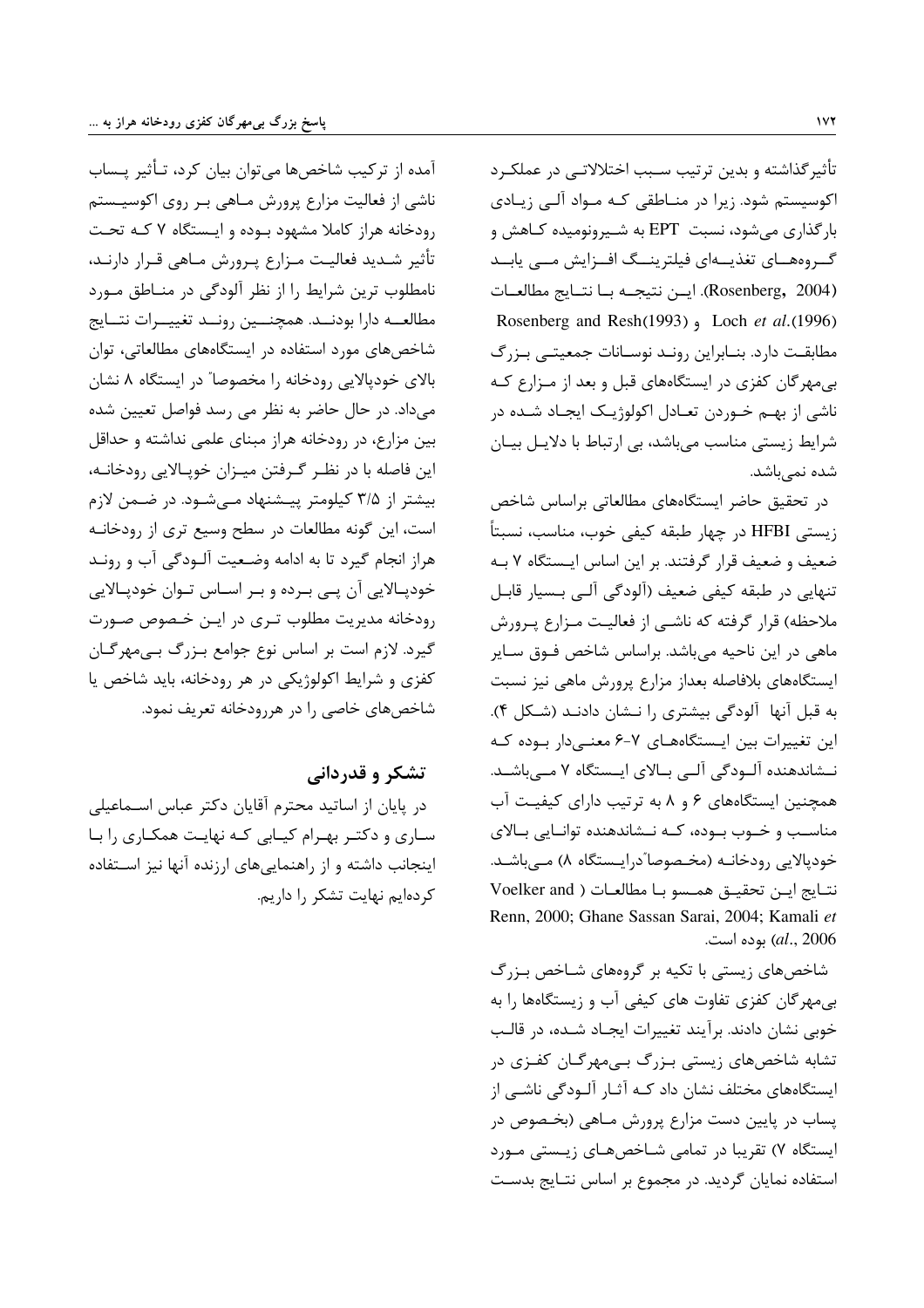تأثیرگذاشته و بدین ترتیب سبب اختلالاتی در عملکرد اکوسیستم شود. زیرا در مناطقی که مواد آلی زیادی بارگذاری می‌شود، نسبت EPT به شیرونومیده کاهش و گروه‌های تغذیه‌ای فیلترینگ افزایش می یابد (Rosenberg, 2004). این نتیجه با نتایج مطالعات Rosenberg and Resh(1993) و Loch *et al*.(1996) مطابقت دارد. بنابراین روند نوسانات جمعیتی بزرگ بی‌مهرگان کفزی در ایستگاه‌های قبل و بعد از مزارع که ناشی از بهم خوردن تعادل اکولوژیک ایجاد شده در شرایط زیستی مناسب می‌باشد، بی ارتباط با دلایل بیان شده نمی‌باشد.

در تحقیق حاضر ایستگاه‌های مطالعاتی براساس شاخص زیستی HFBI در چهار طبقه کیفی خوب، مناسب، نسبتاً ضعیف و ضعیف قرار گرفتند. بر این اساس ایستگاه ۷ به تنهایی در طبقه کیفی ضعیف (آلودگی آلی بسیار قابل ملاحظه) قرار گرفته که ناشی از فعالیت مزارع پرورش ماهی در این ناحیه می‌باشد. براساس شاخص فوق سایر ایستگاه‌های بلافاصله بعداز مزارع پرورش ماهی نیز نسبت به قبل آنها آلودگی بیشتری را نشان دادند (شکل ۴). این تغییرات بین ایستگاه‌های ۷-۶ معنی‌دار بوده که نشاندهنده آلودگی آلی بالای ایستگاه ۷ می‌باشد. همچنین ایستگاه‌های ۶ و ۸ به ترتیب دارای کیفیت آب مناسب و خوب بوده، که نشاندهنده توانایی بالای خودپالایی رودخانه (مخصوصاً درایستگاه ۸) می‌باشد. نتایج این تحقیق همسو با مطالعات ( Voelker and Renn, 2000; Ghane Sassan Sarai, 2004; Kamali *et al*., 2006) بوده است.

شاخص‌های زیستی با تکیه بر گروه‌های شاخص بزرگ بی‌مهرگان کفزی تفاوت های کیفی آب و زیستگاه‌ها را به خوبی نشان دادند. برآیند تغییرات ایجاد شده، در قالب تشابه شاخص‌های زیستی بزرگ بی‌مهرگان کفزی در ایستگاه‌های مختلف نشان داد که آثار آلودگی ناشی از پساب در پایین دست مزارع پرورش ماهی (بخصوص در ایستگاه ۷) تقریبا در تمامی شاخص‌های زیستی مورد استفاده نمایان گردید. در مجموع بر اساس نتایج بدست آمده از ترکیب شاخص‌ها می‌توان بیان کرد، تأثیر پساب ناشی از فعالیت مزارع پرورش ماهی بر روی اکوسیستم رودخانه هراز کاملا مشهود بوده و ایستگاه ۷ که تحت تأثیر شدید فعالیت مزارع پرورش ماهی قرار دارند، نامطلوب ترین شرایط را از نظر آلودگی در مناطق مورد مطالعه دارا بودند. همچنین روند تغییرات نتایج شاخص‌های مورد استفاده در ایستگاه‌های مطالعاتی، توان بالای خودپالایی رودخانه را مخصوصاً در ایستگاه ۸ نشان می‌داد. در حال حاضر به نظر می رسد فواصل تعیین شده بین مزارع، در رودخانه هراز مبنای علمی نداشته و حداقل این فاصله با در نظر گرفتن میزان خوپالایی رودخانه، بیشتر از ۳/۵ کیلومتر پیشنهاد می‌شود. در ضمن لازم است، این گونه مطالعات در سطح وسیع تری از رودخانه هراز انجام گیرد تا به ادامه وضعیت آلودگی آب و روند خودپالایی آن پی برده و بر اساس توان خودپالایی رودخانه مدیریت مطلوب تری در این خصوص صورت گیرد. لازم است بر اساس نوع جوامع بزرگ بی‌مهرگان کفزی و شرایط اکولوژیکی در هر رودخانه، باید شاخص یا شاخص‌های خاصی را در هررودخانه تعریف نمود.

## تشکر و قدردانی

در پایان از اساتید محترم آقایان دکتر عباس اسماعیلی ساری و دکتر بهرام کیابی که نهایت همکاری را با اینجانب داشته و از راهنمایی‌های ارزنده آنها نیز استفاده کرده‌ایم نهایت تشکر را داریم.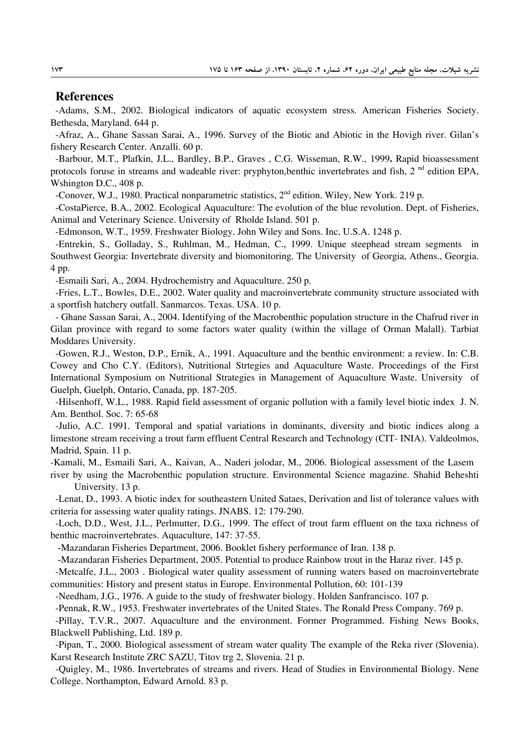## References

-Adams, S.M., 2002. Biological indicators of aquatic ecosystem stress. American Fisheries Society. Bethesda, Maryland. 644 p.

-Afraz, A., Ghane Sassan Sarai, A., 1996. Survey of the Biotic and Abiotic in the Hovigh river. Gilan's fishery Research Center. Anzalli. 60 p.

-Barbour, M.T., Plafkin, J.L., Bardley, B.P., Graves , C.G. Wisseman, R.W., 1999**.** Rapid bioassessment protocols foruse in streams and wadeable river: pryphyton,benthic invertebrates and fish, 2 nd edition EPA, Wshington D.C., 408 p.

-Conover, W.J., 1980. Practical nonparametric statistics, 2nd edition. Wiley, New York. 219 p.

-CostaPierce, B.A., 2002. Ecological Aquaculture: The evolution of the blue revolution. Dept. of Fisheries, Animal and Veterinary Science. University of Rholde Island. 501 p.

-Edmonson, W.T., 1959. Freshwater Biology. John Wiley and Sons. Inc, U.S.A. 1248 p.

-Entrekin, S., Golladay, S., Ruhlman, M., Hedman, C., 1999. Unique steephead stream segments in Southwest Georgia: Invertebrate diversity and biomonitoring. The University of Georgia, Athens., Georgia. 4 pp.

-Esmaili Sari, A., 2004. Hydrochemistry and Aquaculture. 250 p.

-Fries, L.T., Bowles, D.E., 2002. Water quality and macroinvertebrate community structure associated with a sportfish hatchery outfall. Sanmarcos. Texas. USA. 10 p.

- Ghane Sassan Sarai, A., 2004. Identifying of the Macrobenthic population structure in the Chafrud river in Gilan province with regard to some factors water quality (within the village of Orman Malall). Tarbiat Moddares University.

-Gowen, R.J., Weston, D.P., Ernik, A., 1991. Aquaculture and the benthic environment: a review. In: C.B. Cowey and Cho C.Y. (Editors), Nutritional Strtegies and Aquaculture Waste. Proceedings of the First International Symposium on Nutritional Strategies in Management of Aquaculture Waste. University of Guelph, Guelph, Ontario, Canada, pp. 187-205.

-Hilsenhoff, W.L., 1988. Rapid field assessment of organic pollution with a family level biotic index J. N. Am. Benthol. Soc. 7: 65-68

-Julio, A.C. 1991. Temporal and spatial variations in dominants, diversity and biotic indices along a limestone stream receiving a trout farm effluent Central Research and Technology (CIT- INIA). Valdeolmos, Madrid, Spain. 11 p.

-Kamali, M., Esmaili Sari, A., Kaivan, A., Naderi jolodar, M., 2006. Biological assessment of the Lasem river by using the Macrobenthic population structure. Environmental Science magazine. Shahid Beheshti University. 13 p.

-Lenat, D., 1993. A biotic index for southeastern United Sataes, Derivation and list of tolerance values with criteria for assessing water quality ratings. JNABS. 12: 179-290.

-Loch, D.D., West, J.L., Perlmutter, D.G., 1999. The effect of trout farm effluent on the taxa richness of benthic macroinvertebrates. Aquaculture, 147: 37-55.

-Mazandaran Fisheries Department, 2006. Booklet fishery performance of Iran. 138 p.

-Mazandaran Fisheries Department, 2005. Potential to produce Rainbow trout in the Haraz river. 145 p.

-Metcalfe, J.L., 2003 . Biological water quality assessment of running waters based on macroinvertebrate communities: History and present status in Europe. Environmental Pollution, 60: 101-139

-Needham, J.G., 1976. A guide to the study of freshwater biology. Holden Sanfrancisco. 107 p.

-Pennak, R.W., 1953. Freshwater invertebrates of the United States. The Ronald Press Company. 769 p.

-Pillay, T.V.R., 2007. Aquaculture and the environment. Former Programmed. Fishing News Books, Blackwell Publishing, Ltd. 189 p.

-Pipan, T., 2000. Biological assessment of stream water quality The example of the Reka river (Slovenia). Karst Research Institute ZRC SAZU, Titov trg 2, Slovenia. 21 p.

-Quigley, M., 1986. Invertebrates of streams and rivers. Head of Studies in Environmental Biology. Nene College. Northampton, Edward Arnold. 83 p.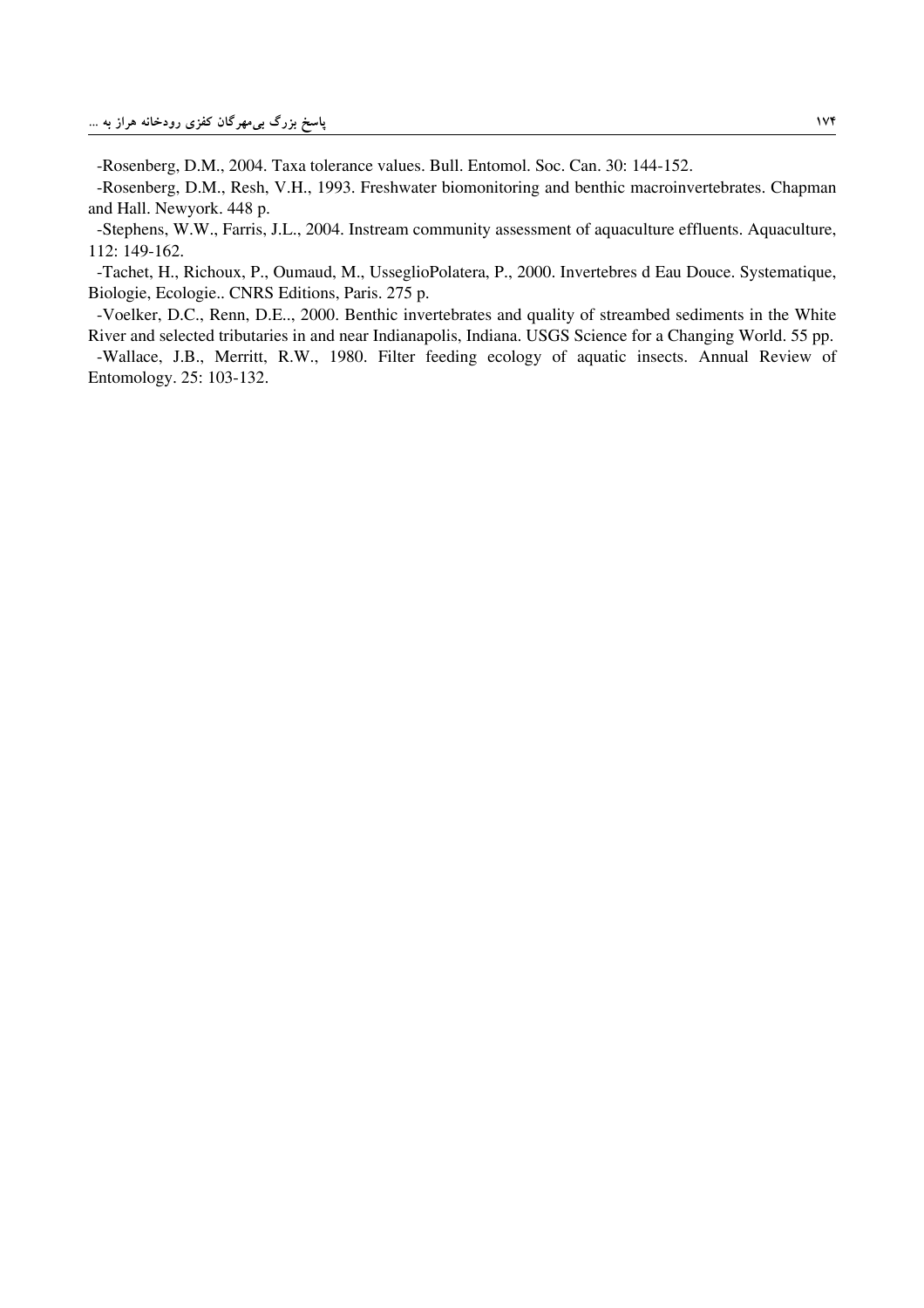-Rosenberg, D.M., 2004. Taxa tolerance values. Bull. Entomol. Soc. Can. 30: 144-152.

-Rosenberg, D.M., Resh, V.H., 1993. Freshwater biomonitoring and benthic macroinvertebrates. Chapman and Hall. Newyork. 448 p.

-Stephens, W.W., Farris, J.L., 2004. Instream community assessment of aquaculture effluents. Aquaculture, 112: 149-162.

-Tachet, H., Richoux, P., Oumaud, M., UsseglioPolatera, P., 2000. Invertebres d Eau Douce. Systematique, Biologie, Ecologie.. CNRS Editions, Paris. 275 p.

-Voelker, D.C., Renn, D.E.., 2000. Benthic invertebrates and quality of streambed sediments in the White River and selected tributaries in and near Indianapolis, Indiana. USGS Science for a Changing World. 55 pp.

-Wallace, J.B., Merritt, R.W., 1980. Filter feeding ecology of aquatic insects. Annual Review of Entomology. 25: 103-132.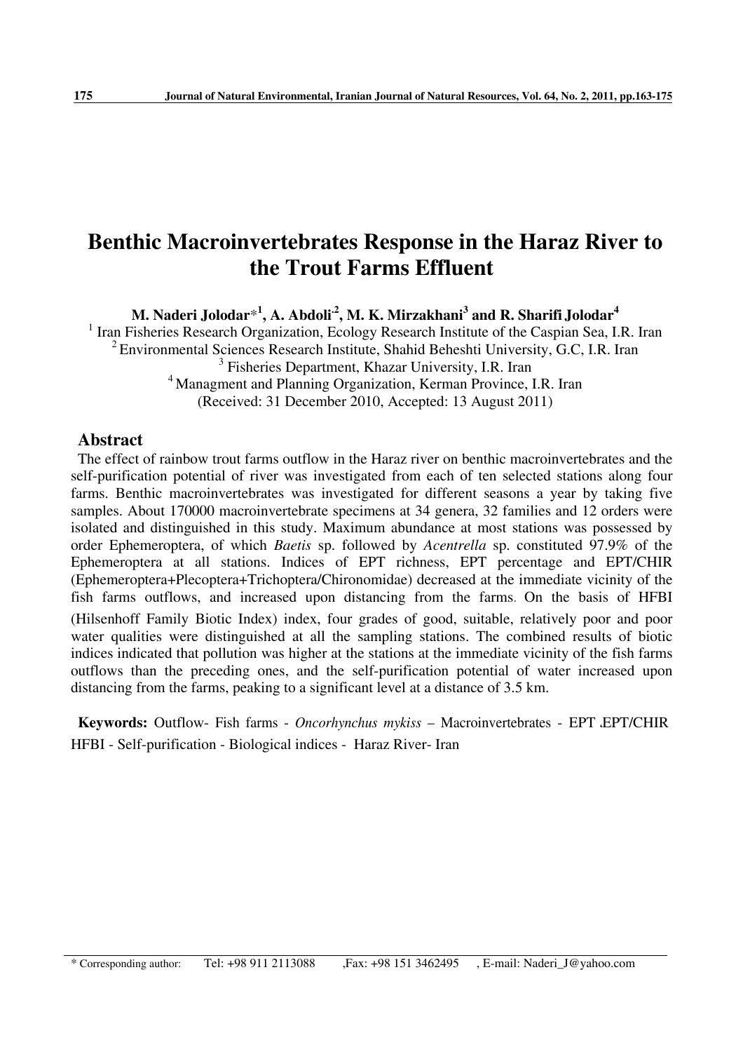# Benthic Macroinvertebrates Response in the Haraz River to the Trout Farms Effluent

**M. Naderi Jolodar*[1], A. Abdoli[2], M. K. Mirzakhani[3] and R. Sharifi Jolodar[4]**

[1] Iran Fisheries Research Organization, Ecology Research Institute of the Caspian Sea, I.R. Iran
[2] Environmental Sciences Research Institute, Shahid Beheshti University, G.C, I.R. Iran
[3] Fisheries Department, Khazar University, I.R. Iran
[4] Managment and Planning Organization, Kerman Province, I.R. Iran
(Received: 31 December 2010, Accepted: 13 August 2011)

## Abstract

The effect of rainbow trout farms outflow in the Haraz river on benthic macroinvertebrates and the self-purification potential of river was investigated from each of ten selected stations along four farms. Benthic macroinvertebrates was investigated for different seasons a year by taking five samples. About 170000 macroinvertebrate specimens at 34 genera, 32 families and 12 orders were isolated and distinguished in this study. Maximum abundance at most stations was possessed by order Ephemeroptera, of which *Baetis* sp. followed by *Acentrella* sp. constituted 97.9% of the Ephemeroptera at all stations. Indices of EPT richness, EPT percentage and EPT/CHIR (Ephemeroptera+Plecoptera+Trichoptera/Chironomidae) decreased at the immediate vicinity of the fish farms outflows, and increased upon distancing from the farms. On the basis of HFBI (Hilsenhoff Family Biotic Index) index, four grades of good, suitable, relatively poor and poor water qualities were distinguished at all the sampling stations. The combined results of biotic indices indicated that pollution was higher at the stations at the immediate vicinity of the fish farms outflows than the preceding ones, and the self-purification potential of water increased upon distancing from the farms, peaking to a significant level at a distance of 3.5 km.

**Keywords:** Outflow- Fish farms - *Oncorhynchus mykiss* – Macroinvertebrates - EPT .EPT/CHIR HFBI - Self-purification - Biological indices - Haraz River- Iran

\* Corresponding author: Tel: +98 911 2113088 ,Fax: +98 151 3462495 , E-mail: Naderi_J@yahoo.com